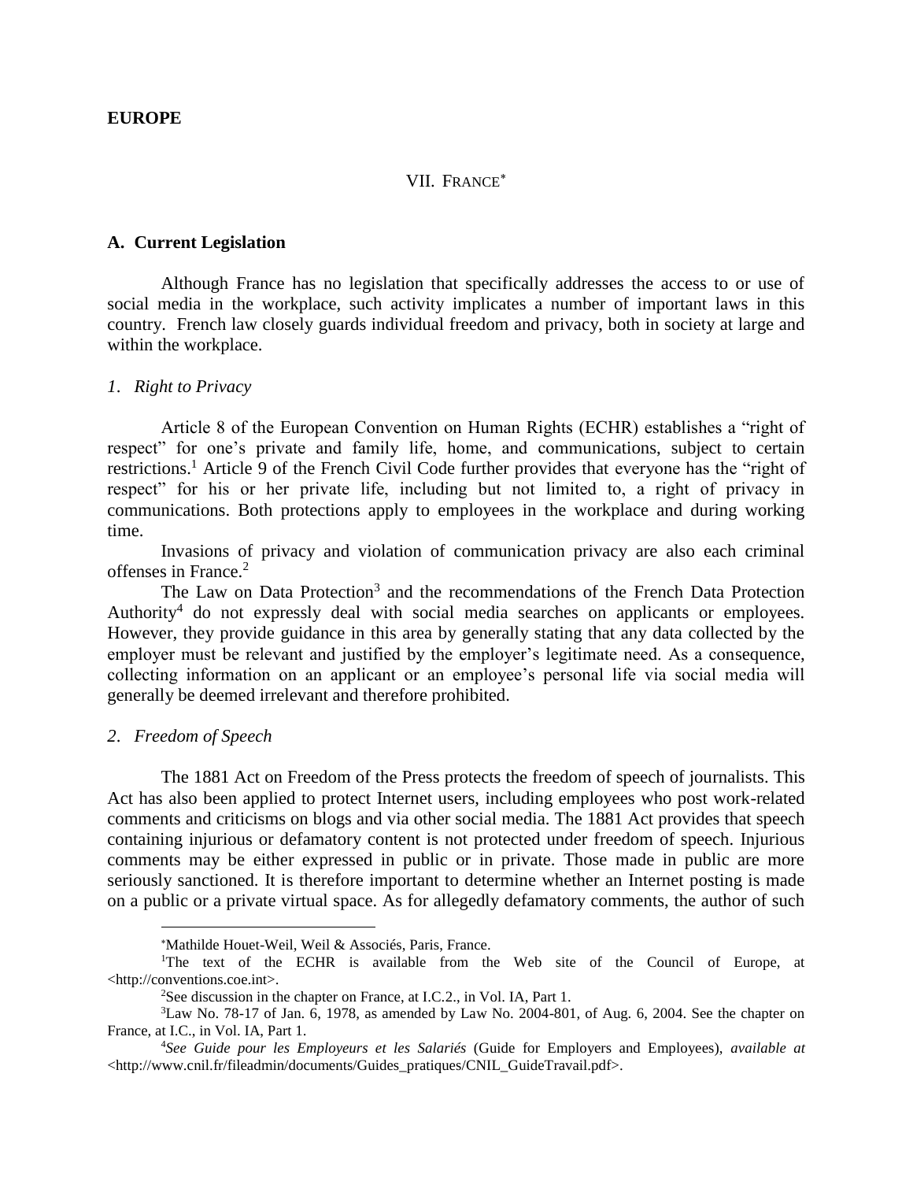**EUROPE**

# VII. FRANCE*

## A. Current Legislation

Although France has no legislation that specifically addresses the access to or use of social media in the workplace, such activity implicates a number of important laws in this country. French law closely guards individual freedom and privacy, both in society at large and within the workplace.

### *1. Right to Privacy*

Article 8 of the European Convention on Human Rights (ECHR) establishes a "right of respect" for one's private and family life, home, and communications, subject to certain restrictions.[1] Article 9 of the French Civil Code further provides that everyone has the "right of respect" for his or her private life, including but not limited to, a right of privacy in communications. Both protections apply to employees in the workplace and during working time.

Invasions of privacy and violation of communication privacy are also each criminal offenses in France.[2]

The Law on Data Protection[3] and the recommendations of the French Data Protection Authority[4] do not expressly deal with social media searches on applicants or employees. However, they provide guidance in this area by generally stating that any data collected by the employer must be relevant and justified by the employer's legitimate need. As a consequence, collecting information on an applicant or an employee's personal life via social media will generally be deemed irrelevant and therefore prohibited.

### *2. Freedom of Speech*

The 1881 Act on Freedom of the Press protects the freedom of speech of journalists. This Act has also been applied to protect Internet users, including employees who post work-related comments and criticisms on blogs and via other social media. The 1881 Act provides that speech containing injurious or defamatory content is not protected under freedom of speech. Injurious comments may be either expressed in public or in private. Those made in public are more seriously sanctioned. It is therefore important to determine whether an Internet posting is made on a public or a private virtual space. As for allegedly defamatory comments, the author of such

---

*Mathilde Houet-Weil, Weil & Associés, Paris, France.

[1] The text of the ECHR is available from the Web site of the Council of Europe, at <http://conventions.coe.int>.

[2] See discussion in the chapter on France, at I.C.2., in Vol. IA, Part 1.

[3] Law No. 78-17 of Jan. 6, 1978, as amended by Law No. 2004-801, of Aug. 6, 2004. See the chapter on France, at I.C., in Vol. IA, Part 1.

[4] *See Guide pour les Employeurs et les Salariés* (Guide for Employers and Employees), *available at* <http://www.cnil.fr/fileadmin/documents/Guides_pratiques/CNIL_GuideTravail.pdf>.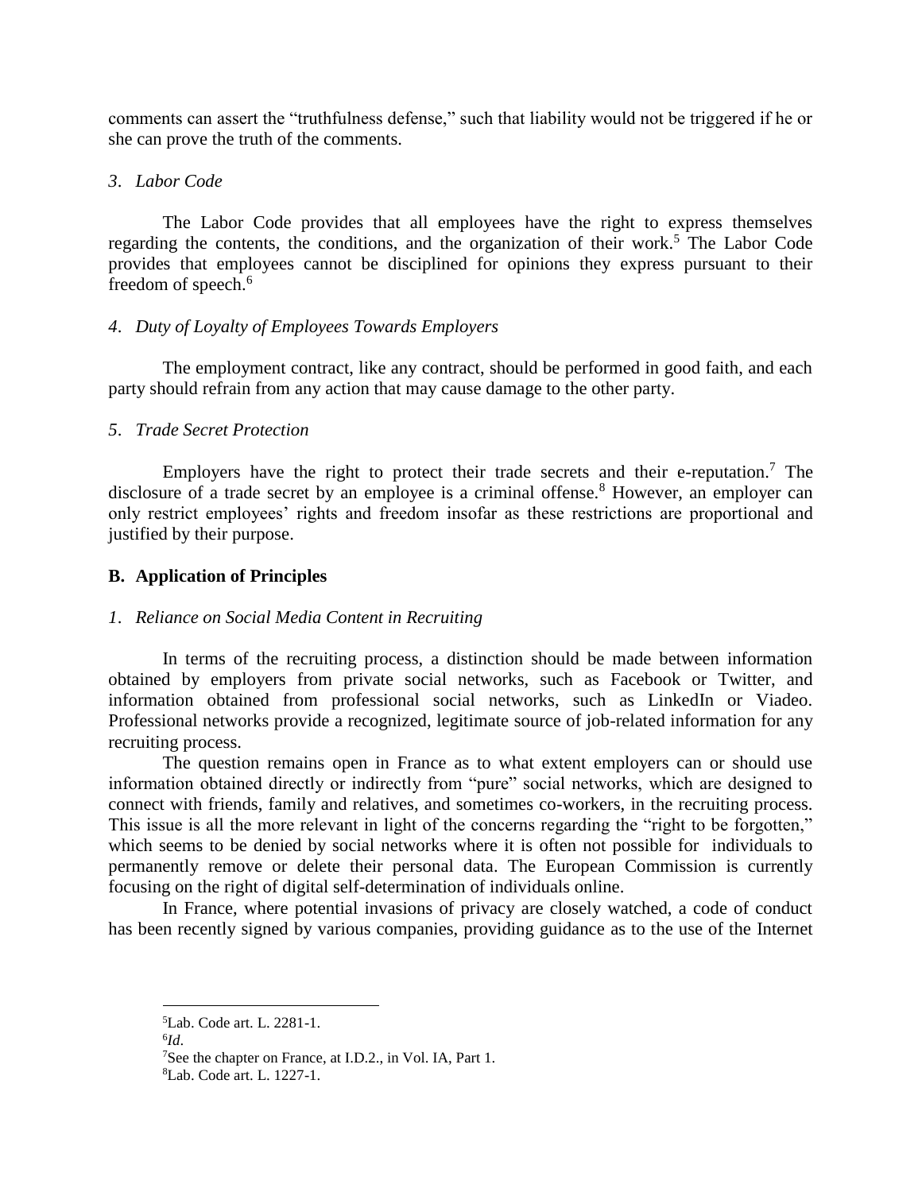comments can assert the "truthfulness defense," such that liability would not be triggered if he or she can prove the truth of the comments.

*3. Labor Code*

The Labor Code provides that all employees have the right to express themselves regarding the contents, the conditions, and the organization of their work.[5] The Labor Code provides that employees cannot be disciplined for opinions they express pursuant to their freedom of speech.[6]

*4. Duty of Loyalty of Employees Towards Employers*

The employment contract, like any contract, should be performed in good faith, and each party should refrain from any action that may cause damage to the other party.

*5. Trade Secret Protection*

Employers have the right to protect their trade secrets and their e-reputation.[7] The disclosure of a trade secret by an employee is a criminal offense.[8] However, an employer can only restrict employees' rights and freedom insofar as these restrictions are proportional and justified by their purpose.

**B. Application of Principles**

*1. Reliance on Social Media Content in Recruiting*

In terms of the recruiting process, a distinction should be made between information obtained by employers from private social networks, such as Facebook or Twitter, and information obtained from professional social networks, such as LinkedIn or Viadeo. Professional networks provide a recognized, legitimate source of job-related information for any recruiting process.

The question remains open in France as to what extent employers can or should use information obtained directly or indirectly from "pure" social networks, which are designed to connect with friends, family and relatives, and sometimes co-workers, in the recruiting process. This issue is all the more relevant in light of the concerns regarding the "right to be forgotten," which seems to be denied by social networks where it is often not possible for individuals to permanently remove or delete their personal data. The European Commission is currently focusing on the right of digital self-determination of individuals online.

In France, where potential invasions of privacy are closely watched, a code of conduct has been recently signed by various companies, providing guidance as to the use of the Internet

---

[5] Lab. Code art. L. 2281-1.

[6] *Id.*

[7] See the chapter on France, at I.D.2., in Vol. IA, Part 1.

[8] Lab. Code art. L. 1227-1.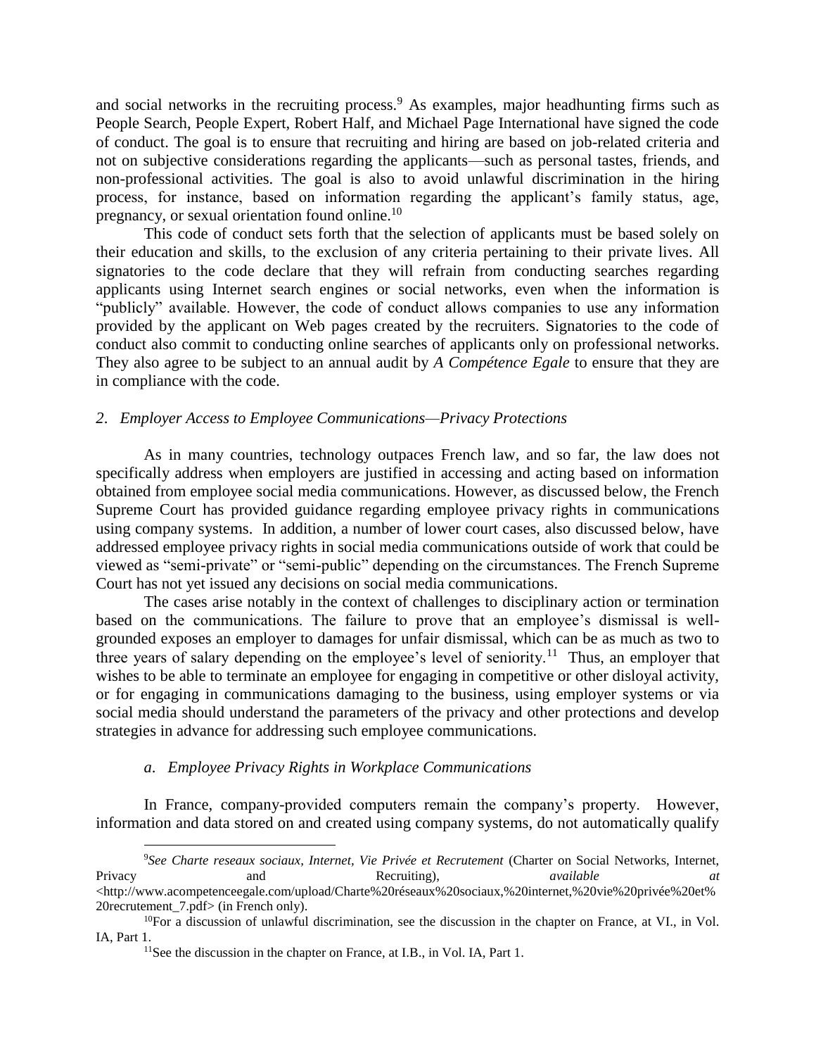and social networks in the recruiting process.[9] As examples, major headhunting firms such as People Search, People Expert, Robert Half, and Michael Page International have signed the code of conduct. The goal is to ensure that recruiting and hiring are based on job-related criteria and not on subjective considerations regarding the applicants—such as personal tastes, friends, and non-professional activities. The goal is also to avoid unlawful discrimination in the hiring process, for instance, based on information regarding the applicant's family status, age, pregnancy, or sexual orientation found online.[10]

This code of conduct sets forth that the selection of applicants must be based solely on their education and skills, to the exclusion of any criteria pertaining to their private lives. All signatories to the code declare that they will refrain from conducting searches regarding applicants using Internet search engines or social networks, even when the information is "publicly" available. However, the code of conduct allows companies to use any information provided by the applicant on Web pages created by the recruiters. Signatories to the code of conduct also commit to conducting online searches of applicants only on professional networks. They also agree to be subject to an annual audit by *A Compétence Egale* to ensure that they are in compliance with the code.

### *2. Employer Access to Employee Communications—Privacy Protections*

As in many countries, technology outpaces French law, and so far, the law does not specifically address when employers are justified in accessing and acting based on information obtained from employee social media communications. However, as discussed below, the French Supreme Court has provided guidance regarding employee privacy rights in communications using company systems. In addition, a number of lower court cases, also discussed below, have addressed employee privacy rights in social media communications outside of work that could be viewed as "semi-private" or "semi-public" depending on the circumstances. The French Supreme Court has not yet issued any decisions on social media communications.

The cases arise notably in the context of challenges to disciplinary action or termination based on the communications. The failure to prove that an employee's dismissal is well-grounded exposes an employer to damages for unfair dismissal, which can be as much as two to three years of salary depending on the employee's level of seniority.[11] Thus, an employer that wishes to be able to terminate an employee for engaging in competitive or other disloyal activity, or for engaging in communications damaging to the business, using employer systems or via social media should understand the parameters of the privacy and other protections and develop strategies in advance for addressing such employee communications.

#### *a. Employee Privacy Rights in Workplace Communications*

In France, company-provided computers remain the company's property. However, information and data stored on and created using company systems, do not automatically qualify

---

[9] *See Charte reseaux sociaux, Internet, Vie Privée et Recrutement* (Charter on Social Networks, Internet, Privacy and Recruiting), *available at* <http://www.acompetenceegale.com/upload/Charte%20réseaux%20sociaux,%20internet,%20vie%20privée%20et%20recrutement_7.pdf> (in French only).

[10] For a discussion of unlawful discrimination, see the discussion in the chapter on France, at VI., in Vol. IA, Part 1.

[11] See the discussion in the chapter on France, at I.B., in Vol. IA, Part 1.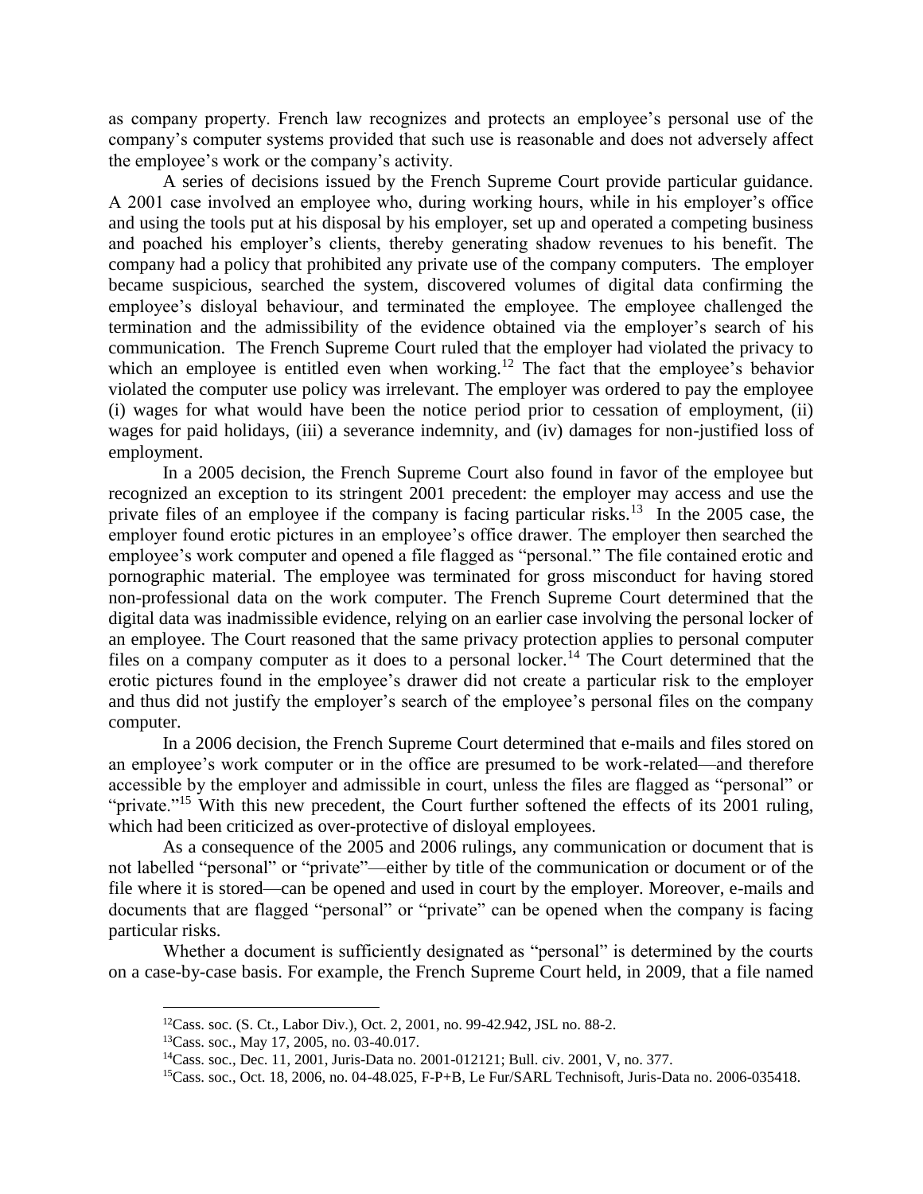as company property. French law recognizes and protects an employee's personal use of the company's computer systems provided that such use is reasonable and does not adversely affect the employee's work or the company's activity.

A series of decisions issued by the French Supreme Court provide particular guidance. A 2001 case involved an employee who, during working hours, while in his employer's office and using the tools put at his disposal by his employer, set up and operated a competing business and poached his employer's clients, thereby generating shadow revenues to his benefit. The company had a policy that prohibited any private use of the company computers. The employer became suspicious, searched the system, discovered volumes of digital data confirming the employee's disloyal behaviour, and terminated the employee. The employee challenged the termination and the admissibility of the evidence obtained via the employer's search of his communication. The French Supreme Court ruled that the employer had violated the privacy to which an employee is entitled even when working.[12] The fact that the employee's behavior violated the computer use policy was irrelevant. The employer was ordered to pay the employee (i) wages for what would have been the notice period prior to cessation of employment, (ii) wages for paid holidays, (iii) a severance indemnity, and (iv) damages for non-justified loss of employment.

In a 2005 decision, the French Supreme Court also found in favor of the employee but recognized an exception to its stringent 2001 precedent: the employer may access and use the private files of an employee if the company is facing particular risks.[13] In the 2005 case, the employer found erotic pictures in an employee's office drawer. The employer then searched the employee's work computer and opened a file flagged as "personal." The file contained erotic and pornographic material. The employee was terminated for gross misconduct for having stored non-professional data on the work computer. The French Supreme Court determined that the digital data was inadmissible evidence, relying on an earlier case involving the personal locker of an employee. The Court reasoned that the same privacy protection applies to personal computer files on a company computer as it does to a personal locker.[14] The Court determined that the erotic pictures found in the employee's drawer did not create a particular risk to the employer and thus did not justify the employer's search of the employee's personal files on the company computer.

In a 2006 decision, the French Supreme Court determined that e-mails and files stored on an employee's work computer or in the office are presumed to be work-related—and therefore accessible by the employer and admissible in court, unless the files are flagged as "personal" or "private."[15] With this new precedent, the Court further softened the effects of its 2001 ruling, which had been criticized as over-protective of disloyal employees.

As a consequence of the 2005 and 2006 rulings, any communication or document that is not labelled "personal" or "private"—either by title of the communication or document or of the file where it is stored—can be opened and used in court by the employer. Moreover, e-mails and documents that are flagged "personal" or "private" can be opened when the company is facing particular risks.

Whether a document is sufficiently designated as "personal" is determined by the courts on a case-by-case basis. For example, the French Supreme Court held, in 2009, that a file named

---

[12] Cass. soc. (S. Ct., Labor Div.), Oct. 2, 2001, no. 99-42.942, JSL no. 88-2.

[13] Cass. soc., May 17, 2005, no. 03-40.017.

[14] Cass. soc., Dec. 11, 2001, Juris-Data no. 2001-012121; Bull. civ. 2001, V, no. 377.

[15] Cass. soc., Oct. 18, 2006, no. 04-48.025, F-P+B, Le Fur/SARL Technisoft, Juris-Data no. 2006-035418.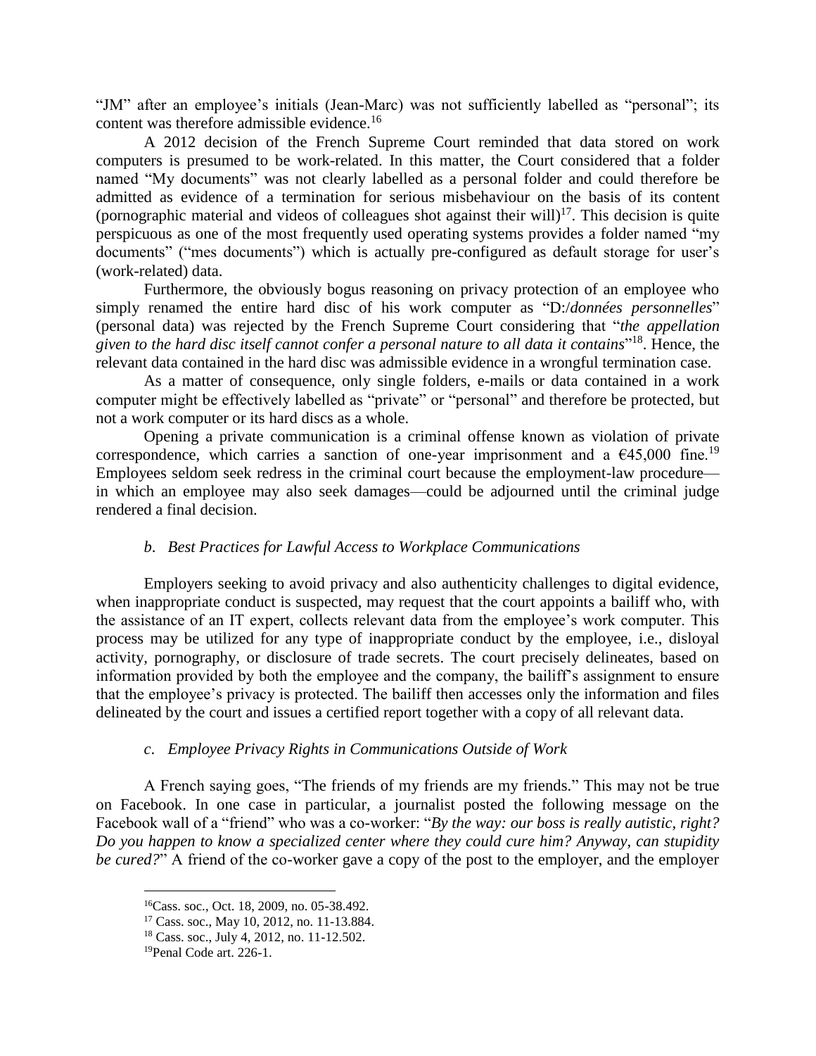"JM" after an employee's initials (Jean-Marc) was not sufficiently labelled as "personal"; its content was therefore admissible evidence.[16]

A 2012 decision of the French Supreme Court reminded that data stored on work computers is presumed to be work-related. In this matter, the Court considered that a folder named "My documents" was not clearly labelled as a personal folder and could therefore be admitted as evidence of a termination for serious misbehaviour on the basis of its content (pornographic material and videos of colleagues shot against their will)[17]. This decision is quite perspicuous as one of the most frequently used operating systems provides a folder named "my documents" ("mes documents") which is actually pre-configured as default storage for user's (work-related) data.

Furthermore, the obviously bogus reasoning on privacy protection of an employee who simply renamed the entire hard disc of his work computer as "D:/*données personnelles*" (personal data) was rejected by the French Supreme Court considering that "*the appellation given to the hard disc itself cannot confer a personal nature to all data it contains*"[18]. Hence, the relevant data contained in the hard disc was admissible evidence in a wrongful termination case.

As a matter of consequence, only single folders, e-mails or data contained in a work computer might be effectively labelled as "private" or "personal" and therefore be protected, but not a work computer or its hard discs as a whole.

Opening a private communication is a criminal offense known as violation of private correspondence, which carries a sanction of one-year imprisonment and a €45,000 fine.[19] Employees seldom seek redress in the criminal court because the employment-law procedure—in which an employee may also seek damages—could be adjourned until the criminal judge rendered a final decision.

### *b. Best Practices for Lawful Access to Workplace Communications*

Employers seeking to avoid privacy and also authenticity challenges to digital evidence, when inappropriate conduct is suspected, may request that the court appoints a bailiff who, with the assistance of an IT expert, collects relevant data from the employee's work computer. This process may be utilized for any type of inappropriate conduct by the employee, i.e., disloyal activity, pornography, or disclosure of trade secrets. The court precisely delineates, based on information provided by both the employee and the company, the bailiff's assignment to ensure that the employee's privacy is protected. The bailiff then accesses only the information and files delineated by the court and issues a certified report together with a copy of all relevant data.

### *c. Employee Privacy Rights in Communications Outside of Work*

A French saying goes, "The friends of my friends are my friends." This may not be true on Facebook. In one case in particular, a journalist posted the following message on the Facebook wall of a "friend" who was a co-worker: "*By the way: our boss is really autistic, right? Do you happen to know a specialized center where they could cure him? Anyway, can stupidity be cured?*" A friend of the co-worker gave a copy of the post to the employer, and the employer

---

[16] Cass. soc., Oct. 18, 2009, no. 05-38.492.

[17] Cass. soc., May 10, 2012, no. 11-13.884.

[18] Cass. soc., July 4, 2012, no. 11-12.502.

[19] Penal Code art. 226-1.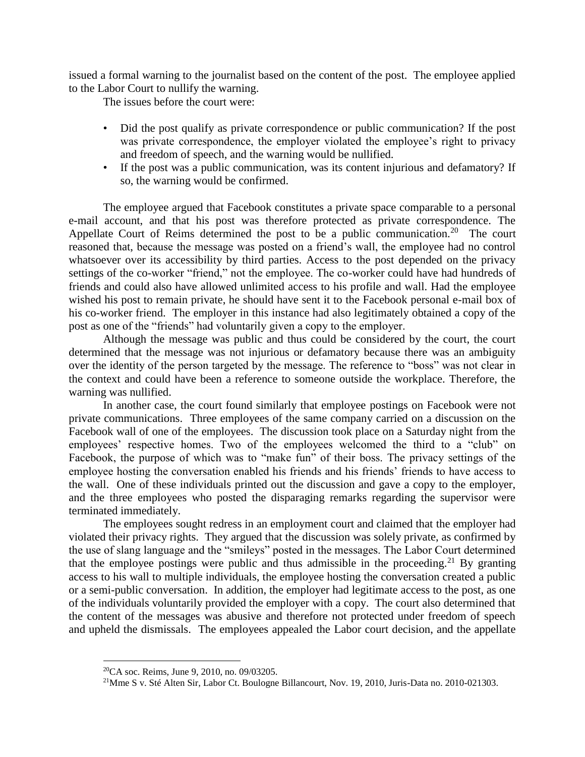issued a formal warning to the journalist based on the content of the post. The employee applied to the Labor Court to nullify the warning.

The issues before the court were:

- Did the post qualify as private correspondence or public communication? If the post was private correspondence, the employer violated the employee's right to privacy and freedom of speech, and the warning would be nullified.
- If the post was a public communication, was its content injurious and defamatory? If so, the warning would be confirmed.

The employee argued that Facebook constitutes a private space comparable to a personal e-mail account, and that his post was therefore protected as private correspondence. The Appellate Court of Reims determined the post to be a public communication.[20] The court reasoned that, because the message was posted on a friend's wall, the employee had no control whatsoever over its accessibility by third parties. Access to the post depended on the privacy settings of the co-worker "friend," not the employee. The co-worker could have had hundreds of friends and could also have allowed unlimited access to his profile and wall. Had the employee wished his post to remain private, he should have sent it to the Facebook personal e-mail box of his co-worker friend. The employer in this instance had also legitimately obtained a copy of the post as one of the "friends" had voluntarily given a copy to the employer.

Although the message was public and thus could be considered by the court, the court determined that the message was not injurious or defamatory because there was an ambiguity over the identity of the person targeted by the message. The reference to "boss" was not clear in the context and could have been a reference to someone outside the workplace. Therefore, the warning was nullified.

In another case, the court found similarly that employee postings on Facebook were not private communications. Three employees of the same company carried on a discussion on the Facebook wall of one of the employees. The discussion took place on a Saturday night from the employees' respective homes. Two of the employees welcomed the third to a "club" on Facebook, the purpose of which was to "make fun" of their boss. The privacy settings of the employee hosting the conversation enabled his friends and his friends' friends to have access to the wall. One of these individuals printed out the discussion and gave a copy to the employer, and the three employees who posted the disparaging remarks regarding the supervisor were terminated immediately.

The employees sought redress in an employment court and claimed that the employer had violated their privacy rights. They argued that the discussion was solely private, as confirmed by the use of slang language and the "smileys" posted in the messages. The Labor Court determined that the employee postings were public and thus admissible in the proceeding.[21] By granting access to his wall to multiple individuals, the employee hosting the conversation created a public or a semi-public conversation. In addition, the employer had legitimate access to the post, as one of the individuals voluntarily provided the employer with a copy. The court also determined that the content of the messages was abusive and therefore not protected under freedom of speech and upheld the dismissals. The employees appealed the Labor court decision, and the appellate

---

[20] CA soc. Reims, June 9, 2010, no. 09/03205.

[21] Mme S v. Sté Alten Sir, Labor Ct. Boulogne Billancourt, Nov. 19, 2010, Juris-Data no. 2010-021303.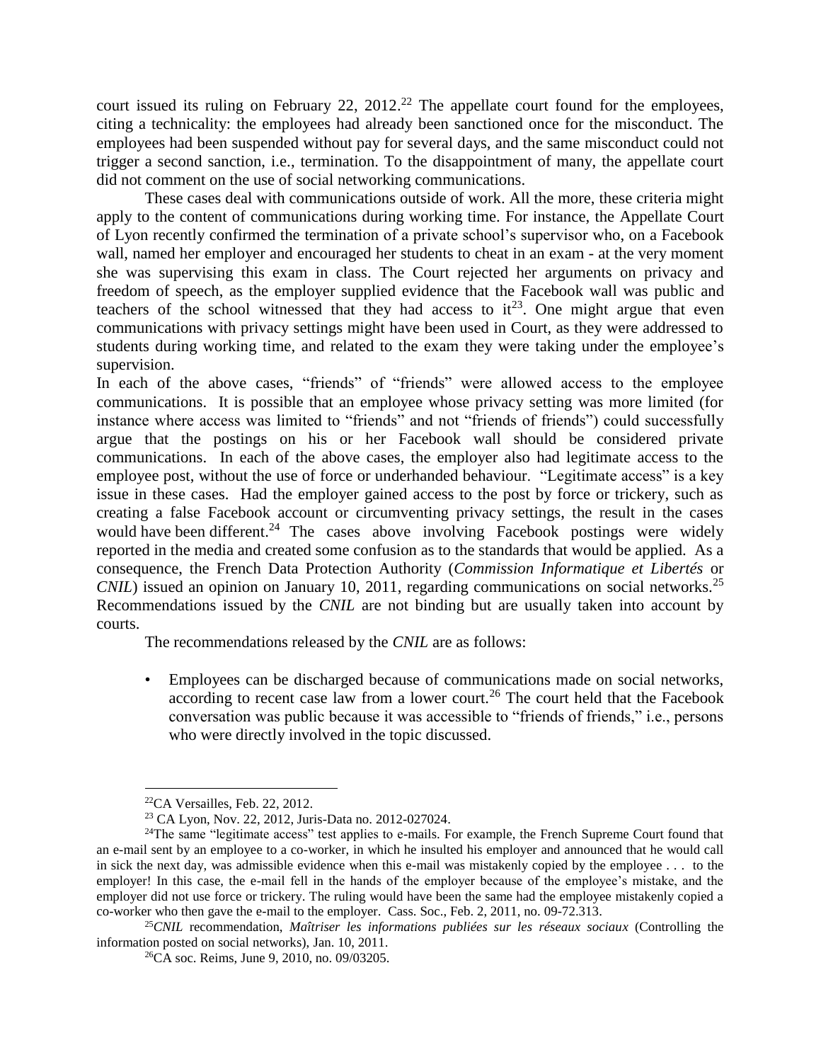court issued its ruling on February 22, 2012.[22] The appellate court found for the employees, citing a technicality: the employees had already been sanctioned once for the misconduct. The employees had been suspended without pay for several days, and the same misconduct could not trigger a second sanction, i.e., termination. To the disappointment of many, the appellate court did not comment on the use of social networking communications.

These cases deal with communications outside of work. All the more, these criteria might apply to the content of communications during working time. For instance, the Appellate Court of Lyon recently confirmed the termination of a private school's supervisor who, on a Facebook wall, named her employer and encouraged her students to cheat in an exam - at the very moment she was supervising this exam in class. The Court rejected her arguments on privacy and freedom of speech, as the employer supplied evidence that the Facebook wall was public and teachers of the school witnessed that they had access to it[23]. One might argue that even communications with privacy settings might have been used in Court, as they were addressed to students during working time, and related to the exam they were taking under the employee's supervision.

In each of the above cases, "friends" of "friends" were allowed access to the employee communications. It is possible that an employee whose privacy setting was more limited (for instance where access was limited to "friends" and not "friends of friends") could successfully argue that the postings on his or her Facebook wall should be considered private communications. In each of the above cases, the employer also had legitimate access to the employee post, without the use of force or underhanded behaviour. "Legitimate access" is a key issue in these cases. Had the employer gained access to the post by force or trickery, such as creating a false Facebook account or circumventing privacy settings, the result in the cases would have been different.[24] The cases above involving Facebook postings were widely reported in the media and created some confusion as to the standards that would be applied. As a consequence, the French Data Protection Authority (*Commission Informatique et Libertés* or *CNIL*) issued an opinion on January 10, 2011, regarding communications on social networks.[25] Recommendations issued by the *CNIL* are not binding but are usually taken into account by courts.

The recommendations released by the *CNIL* are as follows:

- Employees can be discharged because of communications made on social networks, according to recent case law from a lower court.[26] The court held that the Facebook conversation was public because it was accessible to "friends of friends," i.e., persons who were directly involved in the topic discussed.

---

[22] CA Versailles, Feb. 22, 2012.

[23] CA Lyon, Nov. 22, 2012, Juris-Data no. 2012-027024.

[24] The same "legitimate access" test applies to e-mails. For example, the French Supreme Court found that an e-mail sent by an employee to a co-worker, in which he insulted his employer and announced that he would call in sick the next day, was admissible evidence when this e-mail was mistakenly copied by the employee . . . to the employer! In this case, the e-mail fell in the hands of the employer because of the employee's mistake, and the employer did not use force or trickery. The ruling would have been the same had the employee mistakenly copied a co-worker who then gave the e-mail to the employer. Cass. Soc., Feb. 2, 2011, no. 09-72.313.

[25] *CNIL* recommendation, *Maîtriser les informations publiées sur les réseaux sociaux* (Controlling the information posted on social networks), Jan. 10, 2011.

[26] CA soc. Reims, June 9, 2010, no. 09/03205.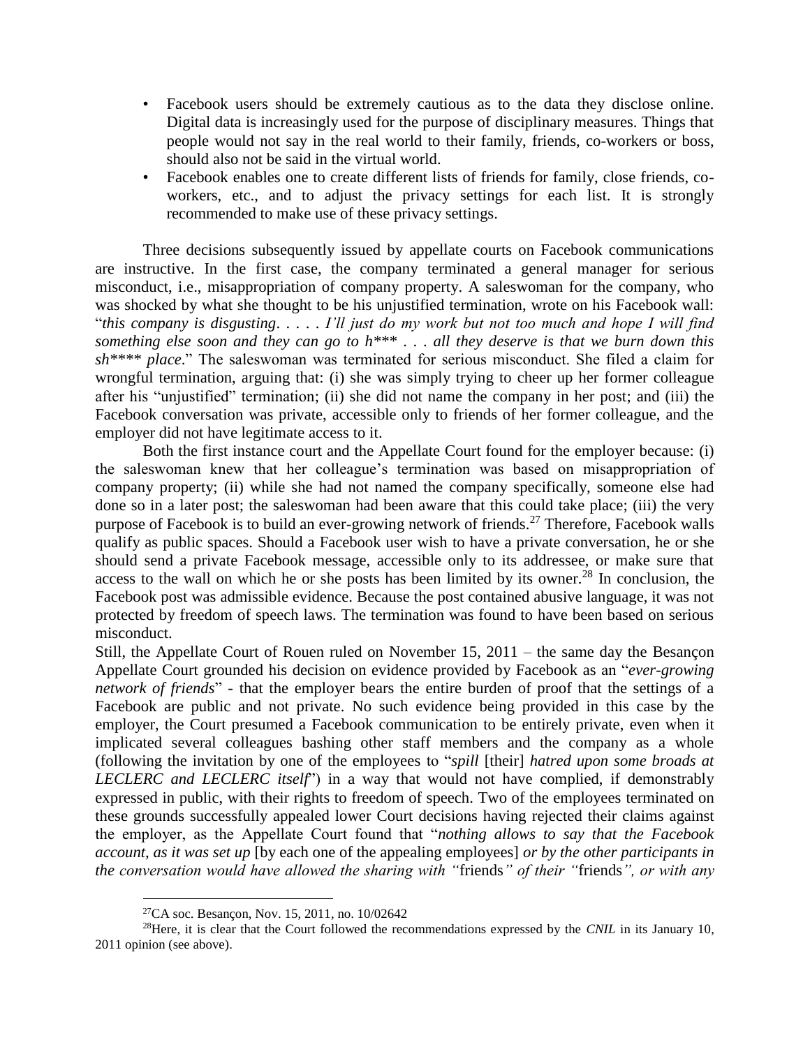- Facebook users should be extremely cautious as to the data they disclose online. Digital data is increasingly used for the purpose of disciplinary measures. Things that people would not say in the real world to their family, friends, co-workers or boss, should also not be said in the virtual world.
- Facebook enables one to create different lists of friends for family, close friends, co-workers, etc., and to adjust the privacy settings for each list. It is strongly recommended to make use of these privacy settings.

Three decisions subsequently issued by appellate courts on Facebook communications are instructive. In the first case, the company terminated a general manager for serious misconduct, i.e., misappropriation of company property. A saleswoman for the company, who was shocked by what she thought to be his unjustified termination, wrote on his Facebook wall: "*this company is disgusting. . . . . I'll just do my work but not too much and hope I will find something else soon and they can go to h\*\*\* . . . all they deserve is that we burn down this sh\*\*\*\* place*." The saleswoman was terminated for serious misconduct. She filed a claim for wrongful termination, arguing that: (i) she was simply trying to cheer up her former colleague after his "unjustified" termination; (ii) she did not name the company in her post; and (iii) the Facebook conversation was private, accessible only to friends of her former colleague, and the employer did not have legitimate access to it.

Both the first instance court and the Appellate Court found for the employer because: (i) the saleswoman knew that her colleague's termination was based on misappropriation of company property; (ii) while she had not named the company specifically, someone else had done so in a later post; the saleswoman had been aware that this could take place; (iii) the very purpose of Facebook is to build an ever-growing network of friends.[27] Therefore, Facebook walls qualify as public spaces. Should a Facebook user wish to have a private conversation, he or she should send a private Facebook message, accessible only to its addressee, or make sure that access to the wall on which he or she posts has been limited by its owner.[28] In conclusion, the Facebook post was admissible evidence. Because the post contained abusive language, it was not protected by freedom of speech laws. The termination was found to have been based on serious misconduct.

Still, the Appellate Court of Rouen ruled on November 15, 2011 – the same day the Besançon Appellate Court grounded his decision on evidence provided by Facebook as an "*ever-growing network of friends*" - that the employer bears the entire burden of proof that the settings of a Facebook are public and not private. No such evidence being provided in this case by the employer, the Court presumed a Facebook communication to be entirely private, even when it implicated several colleagues bashing other staff members and the company as a whole (following the invitation by one of the employees to "*spill* [their] *hatred upon some broads at LECLERC and LECLERC itself*") in a way that would not have complied, if demonstrably expressed in public, with their rights to freedom of speech. Two of the employees terminated on these grounds successfully appealed lower Court decisions having rejected their claims against the employer, as the Appellate Court found that "*nothing allows to say that the Facebook account, as it was set up* [by each one of the appealing employees] *or by the other participants in the conversation would have allowed the sharing with "*friends*" of their "*friends*", or with any*

---

[27] CA soc. Besançon, Nov. 15, 2011, no. 10/02642

[28] Here, it is clear that the Court followed the recommendations expressed by the *CNIL* in its January 10, 2011 opinion (see above).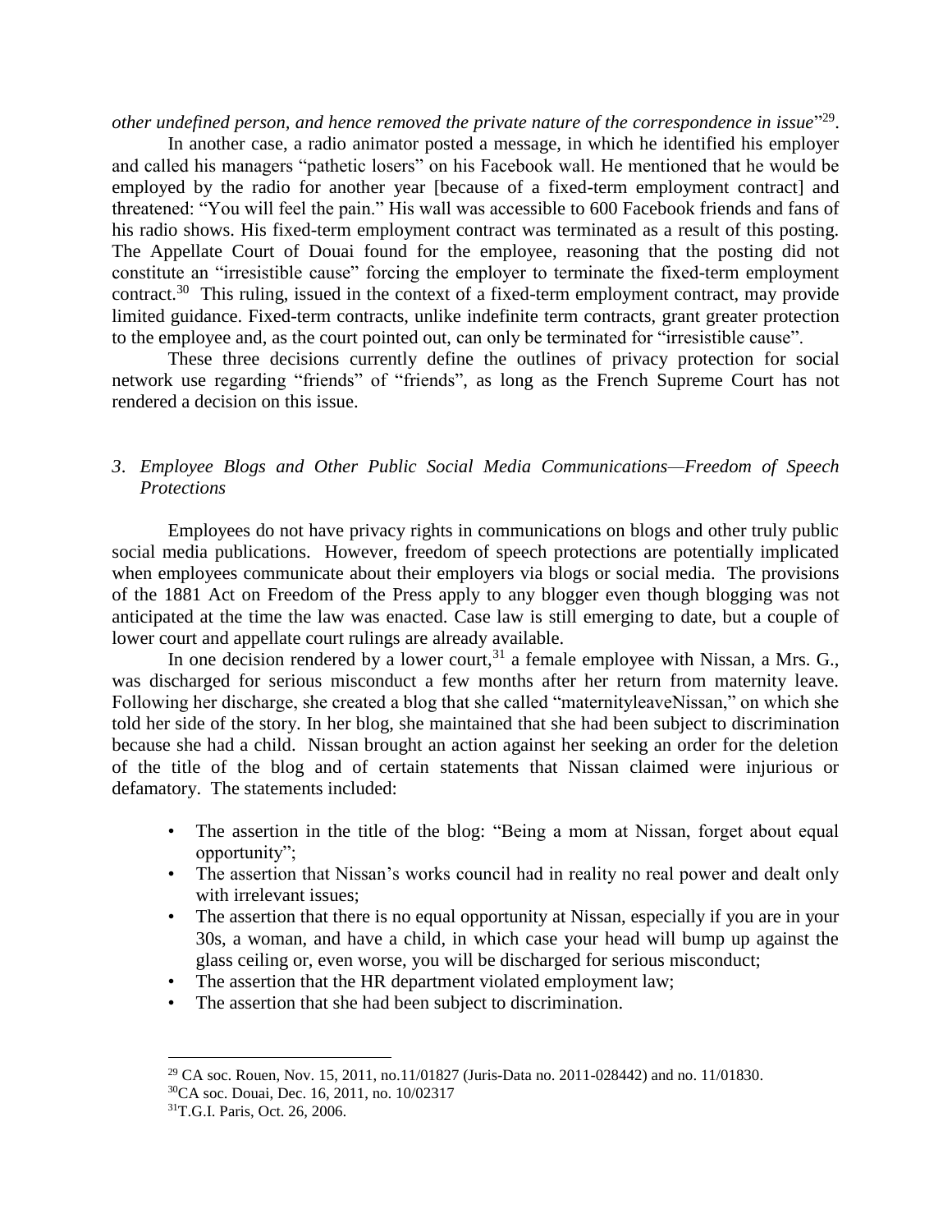*other undefined person, and hence removed the private nature of the correspondence in issue*"[29].

In another case, a radio animator posted a message, in which he identified his employer and called his managers "pathetic losers" on his Facebook wall. He mentioned that he would be employed by the radio for another year [because of a fixed-term employment contract] and threatened: "You will feel the pain." His wall was accessible to 600 Facebook friends and fans of his radio shows. His fixed-term employment contract was terminated as a result of this posting. The Appellate Court of Douai found for the employee, reasoning that the posting did not constitute an "irresistible cause" forcing the employer to terminate the fixed-term employment contract.[30] This ruling, issued in the context of a fixed-term employment contract, may provide limited guidance. Fixed-term contracts, unlike indefinite term contracts, grant greater protection to the employee and, as the court pointed out, can only be terminated for "irresistible cause".

These three decisions currently define the outlines of privacy protection for social network use regarding "friends" of "friends", as long as the French Supreme Court has not rendered a decision on this issue.

### *3. Employee Blogs and Other Public Social Media Communications—Freedom of Speech Protections*

Employees do not have privacy rights in communications on blogs and other truly public social media publications. However, freedom of speech protections are potentially implicated when employees communicate about their employers via blogs or social media. The provisions of the 1881 Act on Freedom of the Press apply to any blogger even though blogging was not anticipated at the time the law was enacted. Case law is still emerging to date, but a couple of lower court and appellate court rulings are already available.

In one decision rendered by a lower court,[31] a female employee with Nissan, a Mrs. G., was discharged for serious misconduct a few months after her return from maternity leave. Following her discharge, she created a blog that she called "maternityleaveNissan," on which she told her side of the story. In her blog, she maintained that she had been subject to discrimination because she had a child. Nissan brought an action against her seeking an order for the deletion of the title of the blog and of certain statements that Nissan claimed were injurious or defamatory. The statements included:

- The assertion in the title of the blog: "Being a mom at Nissan, forget about equal opportunity";
- The assertion that Nissan's works council had in reality no real power and dealt only with irrelevant issues;
- The assertion that there is no equal opportunity at Nissan, especially if you are in your 30s, a woman, and have a child, in which case your head will bump up against the glass ceiling or, even worse, you will be discharged for serious misconduct;
- The assertion that the HR department violated employment law;
- The assertion that she had been subject to discrimination.

---

[29] CA soc. Rouen, Nov. 15, 2011, no.11/01827 (Juris-Data no. 2011-028442) and no. 11/01830.

[30] CA soc. Douai, Dec. 16, 2011, no. 10/02317

[31] T.G.I. Paris, Oct. 26, 2006.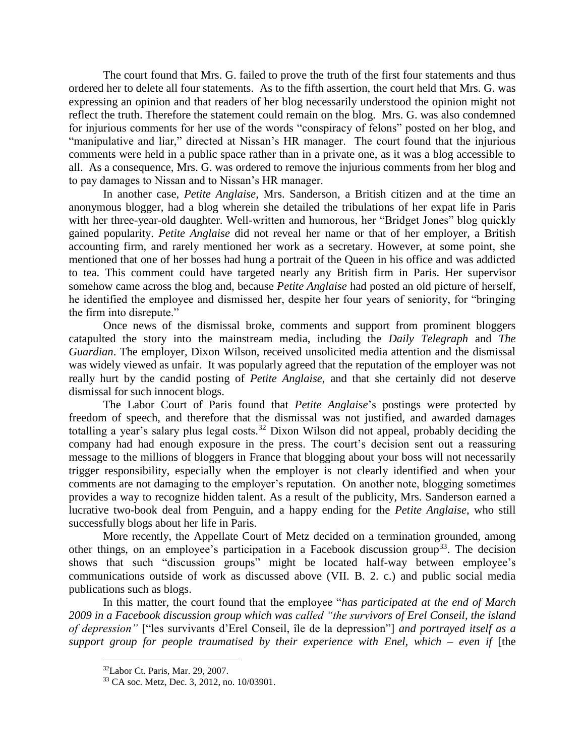The court found that Mrs. G. failed to prove the truth of the first four statements and thus ordered her to delete all four statements. As to the fifth assertion, the court held that Mrs. G. was expressing an opinion and that readers of her blog necessarily understood the opinion might not reflect the truth. Therefore the statement could remain on the blog. Mrs. G. was also condemned for injurious comments for her use of the words "conspiracy of felons" posted on her blog, and "manipulative and liar," directed at Nissan's HR manager. The court found that the injurious comments were held in a public space rather than in a private one, as it was a blog accessible to all. As a consequence, Mrs. G. was ordered to remove the injurious comments from her blog and to pay damages to Nissan and to Nissan's HR manager.

In another case, *Petite Anglaise*, Mrs. Sanderson, a British citizen and at the time an anonymous blogger, had a blog wherein she detailed the tribulations of her expat life in Paris with her three-year-old daughter. Well-written and humorous, her "Bridget Jones" blog quickly gained popularity. *Petite Anglaise* did not reveal her name or that of her employer, a British accounting firm, and rarely mentioned her work as a secretary. However, at some point, she mentioned that one of her bosses had hung a portrait of the Queen in his office and was addicted to tea. This comment could have targeted nearly any British firm in Paris. Her supervisor somehow came across the blog and, because *Petite Anglaise* had posted an old picture of herself, he identified the employee and dismissed her, despite her four years of seniority, for "bringing the firm into disrepute."

Once news of the dismissal broke, comments and support from prominent bloggers catapulted the story into the mainstream media, including the *Daily Telegraph* and *The Guardian*. The employer, Dixon Wilson, received unsolicited media attention and the dismissal was widely viewed as unfair. It was popularly agreed that the reputation of the employer was not really hurt by the candid posting of *Petite Anglaise*, and that she certainly did not deserve dismissal for such innocent blogs.

The Labor Court of Paris found that *Petite Anglaise*'s postings were protected by freedom of speech, and therefore that the dismissal was not justified, and awarded damages totalling a year's salary plus legal costs.[32] Dixon Wilson did not appeal, probably deciding the company had had enough exposure in the press. The court's decision sent out a reassuring message to the millions of bloggers in France that blogging about your boss will not necessarily trigger responsibility, especially when the employer is not clearly identified and when your comments are not damaging to the employer's reputation. On another note, blogging sometimes provides a way to recognize hidden talent. As a result of the publicity, Mrs. Sanderson earned a lucrative two-book deal from Penguin, and a happy ending for the *Petite Anglaise*, who still successfully blogs about her life in Paris.

More recently, the Appellate Court of Metz decided on a termination grounded, among other things, on an employee's participation in a Facebook discussion group[33]. The decision shows that such "discussion groups" might be located half-way between employee's communications outside of work as discussed above (VII. B. 2. c.) and public social media publications such as blogs.

In this matter, the court found that the employee "*has participated at the end of March 2009 in a Facebook discussion group which was called "the survivors of Erel Conseil, the island of depression"* ["les survivants d'Erel Conseil, île de la depression"] *and portrayed itself as a support group for people traumatised by their experience with Enel, which – even if* [the

---

[32] Labor Ct. Paris, Mar. 29, 2007.

[33] CA soc. Metz, Dec. 3, 2012, no. 10/03901.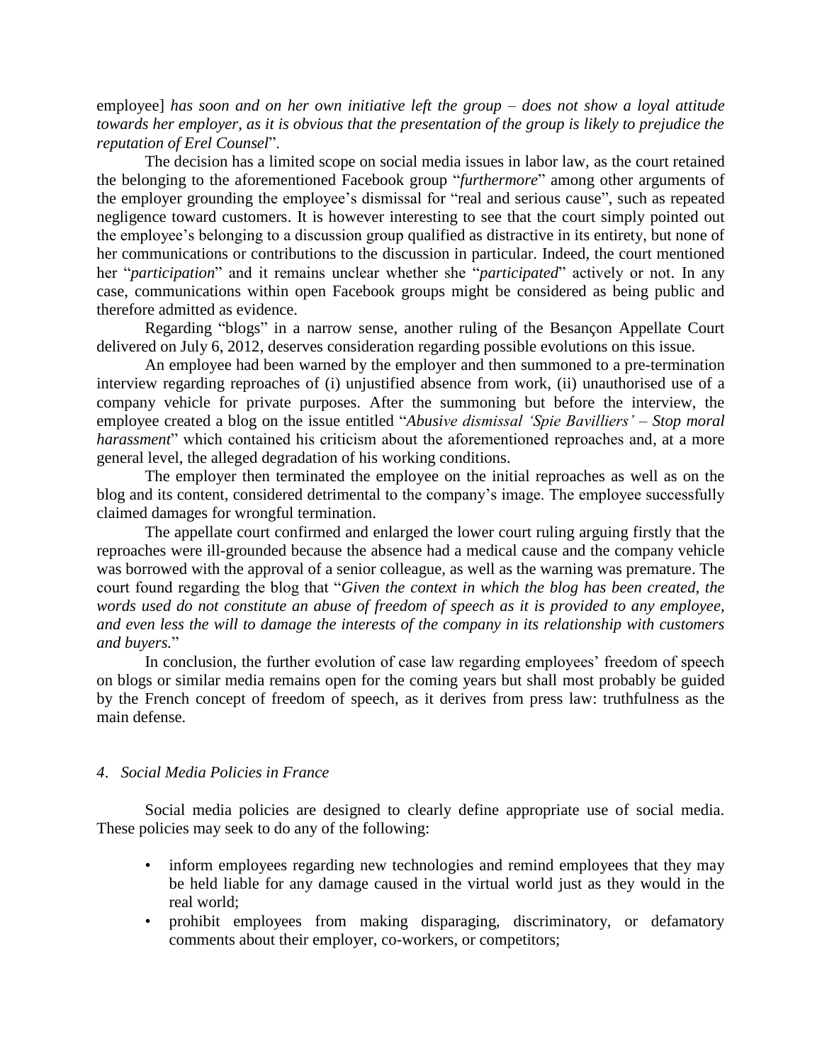employee] *has soon and on her own initiative left the group – does not show a loyal attitude towards her employer, as it is obvious that the presentation of the group is likely to prejudice the reputation of Erel Counsel*".

The decision has a limited scope on social media issues in labor law, as the court retained the belonging to the aforementioned Facebook group "*furthermore*" among other arguments of the employer grounding the employee's dismissal for "real and serious cause", such as repeated negligence toward customers. It is however interesting to see that the court simply pointed out the employee's belonging to a discussion group qualified as distractive in its entirety, but none of her communications or contributions to the discussion in particular. Indeed, the court mentioned her "*participation*" and it remains unclear whether she "*participated*" actively or not. In any case, communications within open Facebook groups might be considered as being public and therefore admitted as evidence.

Regarding "blogs" in a narrow sense, another ruling of the Besançon Appellate Court delivered on July 6, 2012, deserves consideration regarding possible evolutions on this issue.

An employee had been warned by the employer and then summoned to a pre-termination interview regarding reproaches of (i) unjustified absence from work, (ii) unauthorised use of a company vehicle for private purposes. After the summoning but before the interview, the employee created a blog on the issue entitled "*Abusive dismissal 'Spie Bavilliers' – Stop moral harassment*" which contained his criticism about the aforementioned reproaches and, at a more general level, the alleged degradation of his working conditions.

The employer then terminated the employee on the initial reproaches as well as on the blog and its content, considered detrimental to the company's image. The employee successfully claimed damages for wrongful termination.

The appellate court confirmed and enlarged the lower court ruling arguing firstly that the reproaches were ill-grounded because the absence had a medical cause and the company vehicle was borrowed with the approval of a senior colleague, as well as the warning was premature. The court found regarding the blog that "*Given the context in which the blog has been created, the words used do not constitute an abuse of freedom of speech as it is provided to any employee, and even less the will to damage the interests of the company in its relationship with customers and buyers.*"

In conclusion, the further evolution of case law regarding employees' freedom of speech on blogs or similar media remains open for the coming years but shall most probably be guided by the French concept of freedom of speech, as it derives from press law: truthfulness as the main defense.

### *4. Social Media Policies in France*

Social media policies are designed to clearly define appropriate use of social media. These policies may seek to do any of the following:

- inform employees regarding new technologies and remind employees that they may be held liable for any damage caused in the virtual world just as they would in the real world;
- prohibit employees from making disparaging, discriminatory, or defamatory comments about their employer, co-workers, or competitors;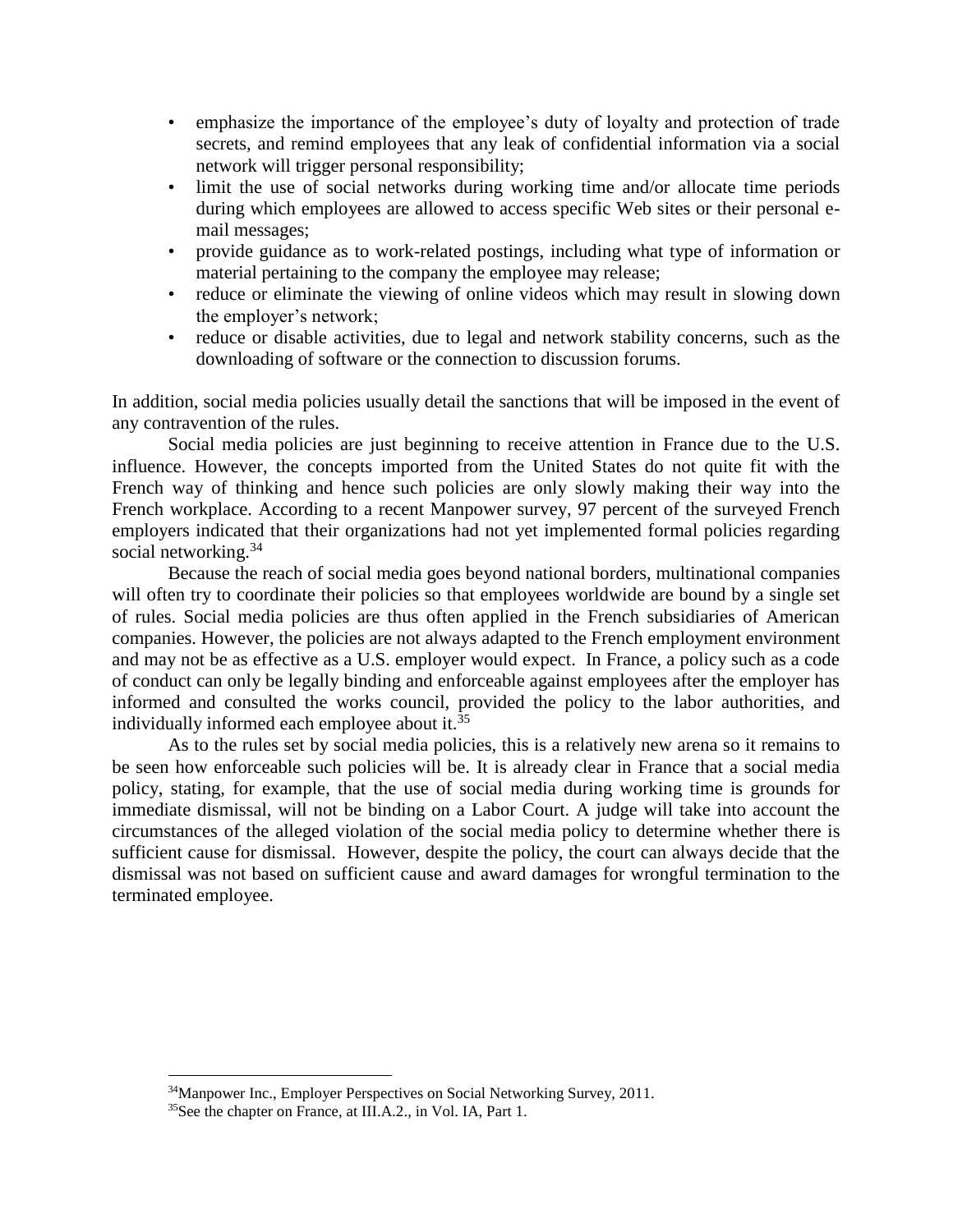- emphasize the importance of the employee's duty of loyalty and protection of trade secrets, and remind employees that any leak of confidential information via a social network will trigger personal responsibility;
- limit the use of social networks during working time and/or allocate time periods during which employees are allowed to access specific Web sites or their personal e-mail messages;
- provide guidance as to work-related postings, including what type of information or material pertaining to the company the employee may release;
- reduce or eliminate the viewing of online videos which may result in slowing down the employer's network;
- reduce or disable activities, due to legal and network stability concerns, such as the downloading of software or the connection to discussion forums.

In addition, social media policies usually detail the sanctions that will be imposed in the event of any contravention of the rules.

Social media policies are just beginning to receive attention in France due to the U.S. influence. However, the concepts imported from the United States do not quite fit with the French way of thinking and hence such policies are only slowly making their way into the French workplace. According to a recent Manpower survey, 97 percent of the surveyed French employers indicated that their organizations had not yet implemented formal policies regarding social networking.[34]

Because the reach of social media goes beyond national borders, multinational companies will often try to coordinate their policies so that employees worldwide are bound by a single set of rules. Social media policies are thus often applied in the French subsidiaries of American companies. However, the policies are not always adapted to the French employment environment and may not be as effective as a U.S. employer would expect. In France, a policy such as a code of conduct can only be legally binding and enforceable against employees after the employer has informed and consulted the works council, provided the policy to the labor authorities, and individually informed each employee about it.[35]

As to the rules set by social media policies, this is a relatively new arena so it remains to be seen how enforceable such policies will be. It is already clear in France that a social media policy, stating, for example, that the use of social media during working time is grounds for immediate dismissal, will not be binding on a Labor Court. A judge will take into account the circumstances of the alleged violation of the social media policy to determine whether there is sufficient cause for dismissal. However, despite the policy, the court can always decide that the dismissal was not based on sufficient cause and award damages for wrongful termination to the terminated employee.

[34] Manpower Inc., Employer Perspectives on Social Networking Survey, 2011.

[35] See the chapter on France, at III.A.2., in Vol. IA, Part 1.